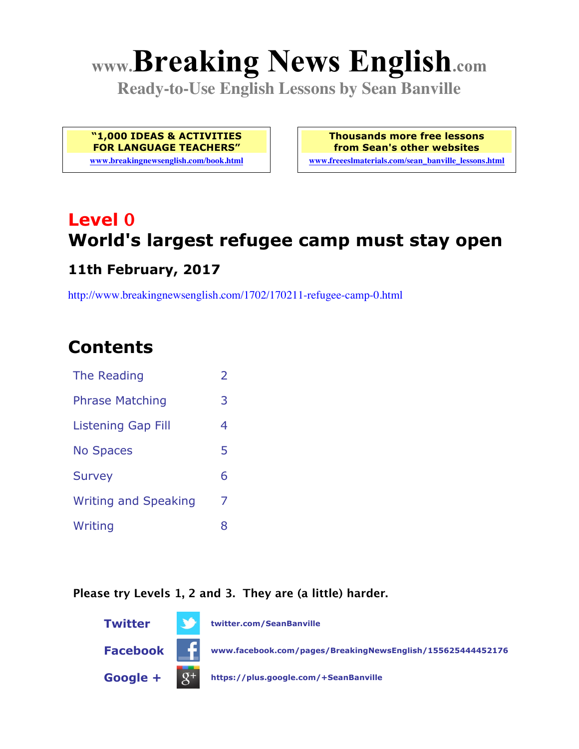# www.Breaking News English.com

**Ready-to-Use English Lessons by Sean Banville**

**"1,000 IDEAS & ACTIVITIES FOR LANGUAGE TEACHERS"**
www.breakingnewsenglish.com/book.html

**Thousands more free lessons from Sean's other websites**
www.freeeslmaterials.com/sean_banville_lessons.html

## Level 0
## World's largest refugee camp must stay open

### 11th February, 2017

http://www.breakingnewsenglish.com/1702/170211-refugee-camp-0.html

## Contents

| | |
|---|---|
| The Reading | 2 |
| Phrase Matching | 3 |
| Listening Gap Fill | 4 |
| No Spaces | 5 |
| Survey | 6 |
| Writing and Speaking | 7 |
| Writing | 8 |

**Please try Levels 1, 2 and 3. They are (a little) harder.**

**Twitter** twitter.com/SeanBanville

**Facebook** www.facebook.com/pages/BreakingNewsEnglish/155625444452176

**Google +** https://plus.google.com/+SeanBanville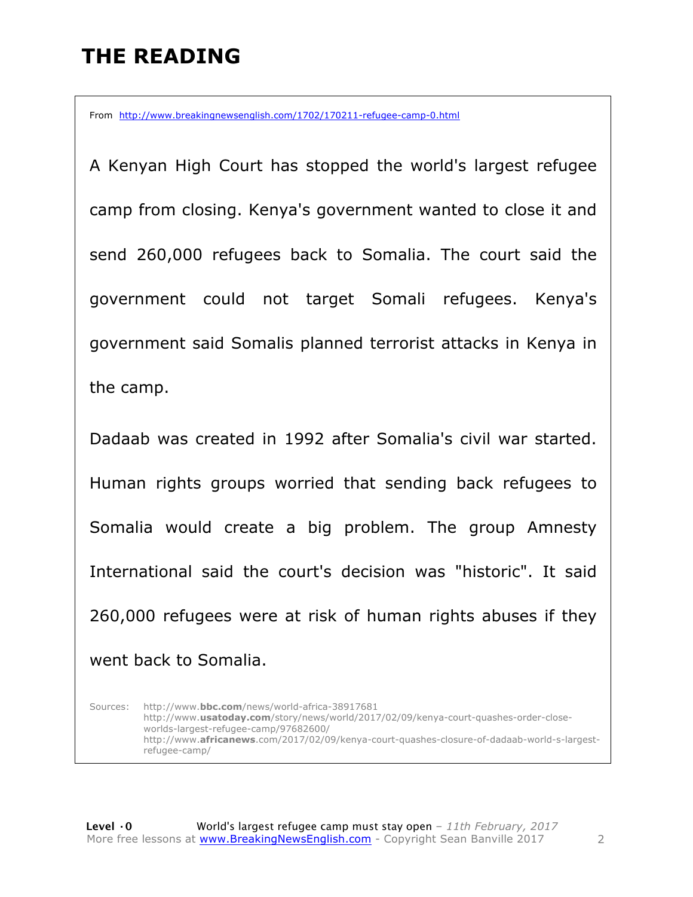# THE READING

From http://www.breakingnewsenglish.com/1702/170211-refugee-camp-0.html

A Kenyan High Court has stopped the world's largest refugee camp from closing. Kenya's government wanted to close it and send 260,000 refugees back to Somalia. The court said the government could not target Somali refugees. Kenya's government said Somalis planned terrorist attacks in Kenya in the camp.

Dadaab was created in 1992 after Somalia's civil war started. Human rights groups worried that sending back refugees to Somalia would create a big problem. The group Amnesty International said the court's decision was "historic". It said 260,000 refugees were at risk of human rights abuses if they went back to Somalia.

Sources: http://www.**bbc.com**/news/world-africa-38917681
http://www.**usatoday.com**/story/news/world/2017/02/09/kenya-court-quashes-order-close-worlds-largest-refugee-camp/97682600/
http://www.**africanews**.com/2017/02/09/kenya-court-quashes-closure-of-dadaab-world-s-largest-refugee-camp/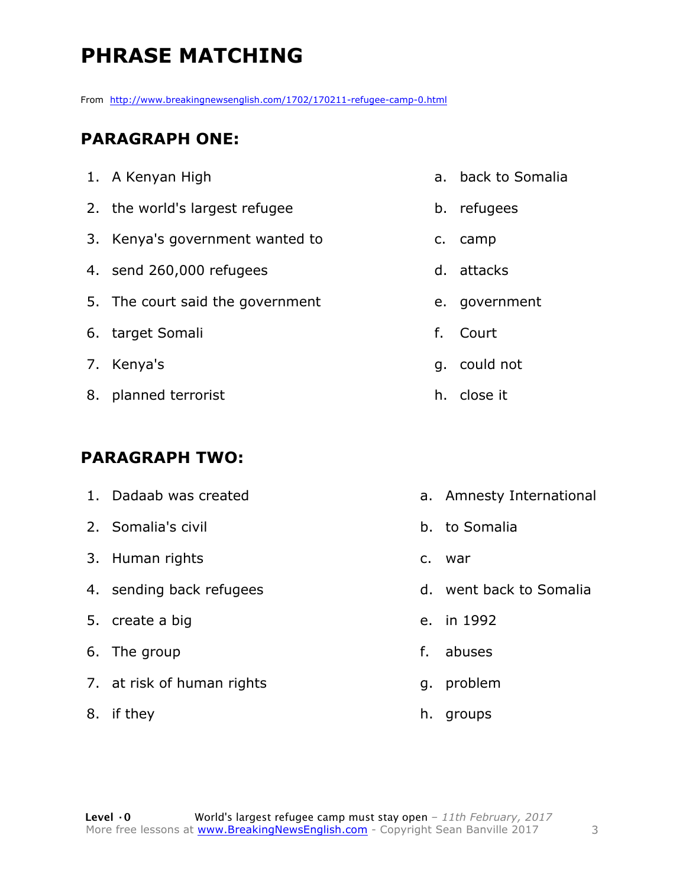# PHRASE MATCHING

From http://www.breakingnewsenglish.com/1702/170211-refugee-camp-0.html

## PARAGRAPH ONE:

| | |
|---|---|
| 1. A Kenyan High | a. back to Somalia |
| 2. the world's largest refugee | b. refugees |
| 3. Kenya's government wanted to | c. camp |
| 4. send 260,000 refugees | d. attacks |
| 5. The court said the government | e. government |
| 6. target Somali | f. Court |
| 7. Kenya's | g. could not |
| 8. planned terrorist | h. close it |

## PARAGRAPH TWO:

| | |
|---|---|
| 1. Dadaab was created | a. Amnesty International |
| 2. Somalia's civil | b. to Somalia |
| 3. Human rights | c. war |
| 4. sending back refugees | d. went back to Somalia |
| 5. create a big | e. in 1992 |
| 6. The group | f. abuses |
| 7. at risk of human rights | g. problem |
| 8. if they | h. groups |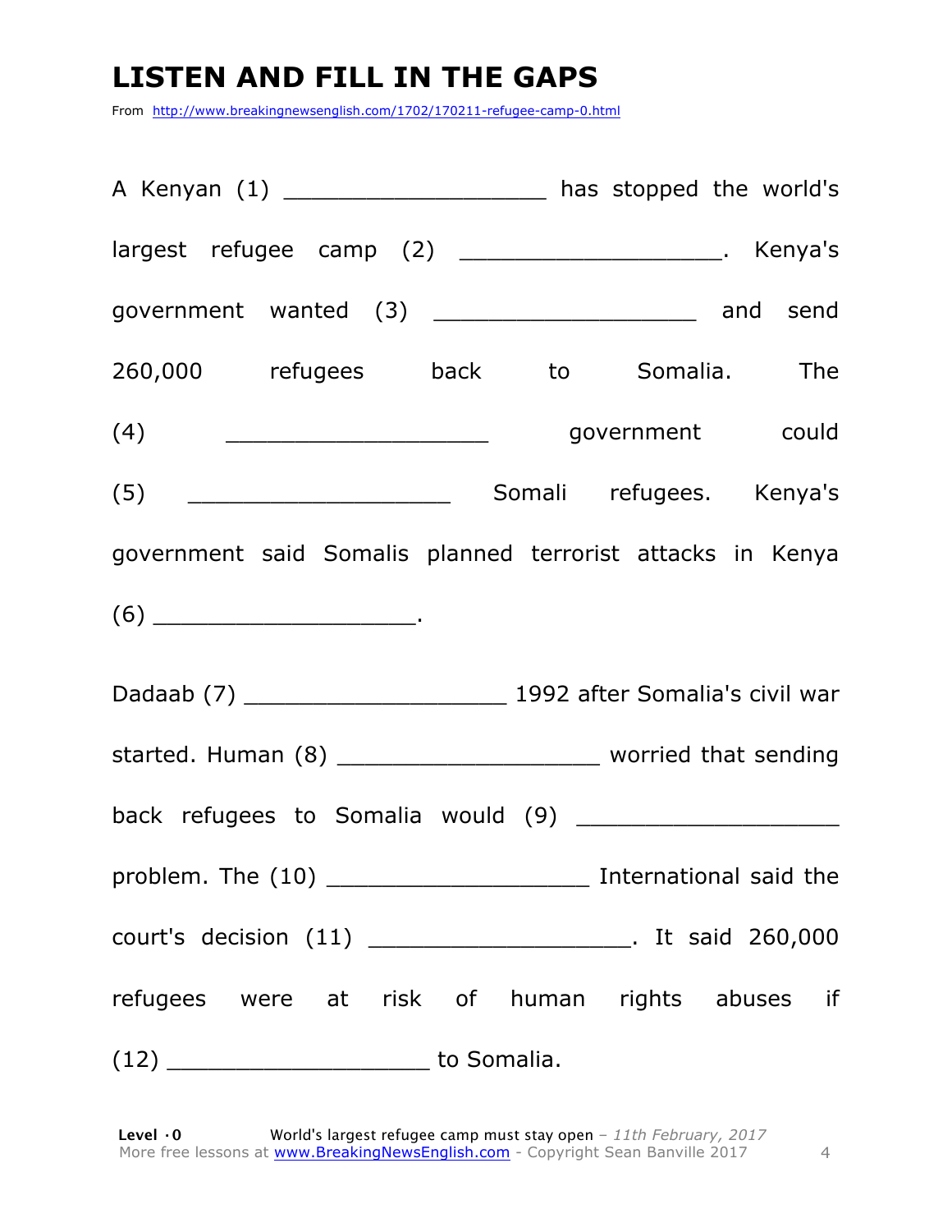# LISTEN AND FILL IN THE GAPS

From http://www.breakingnewsenglish.com/1702/170211-refugee-camp-0.html

A Kenyan (1) ___________________ has stopped the world's largest refugee camp (2) ___________________. Kenya's government wanted (3) ___________________ and send 260,000 refugees back to Somalia. The (4) ___________________ government could (5) ___________________ Somali refugees. Kenya's government said Somalis planned terrorist attacks in Kenya (6) ___________________.

Dadaab (7) ___________________ 1992 after Somalia's civil war started. Human (8) ___________________ worried that sending back refugees to Somalia would (9) ___________________ problem. The (10) ___________________ International said the court's decision (11) ___________________. It said 260,000 refugees were at risk of human rights abuses if (12) ___________________ to Somalia.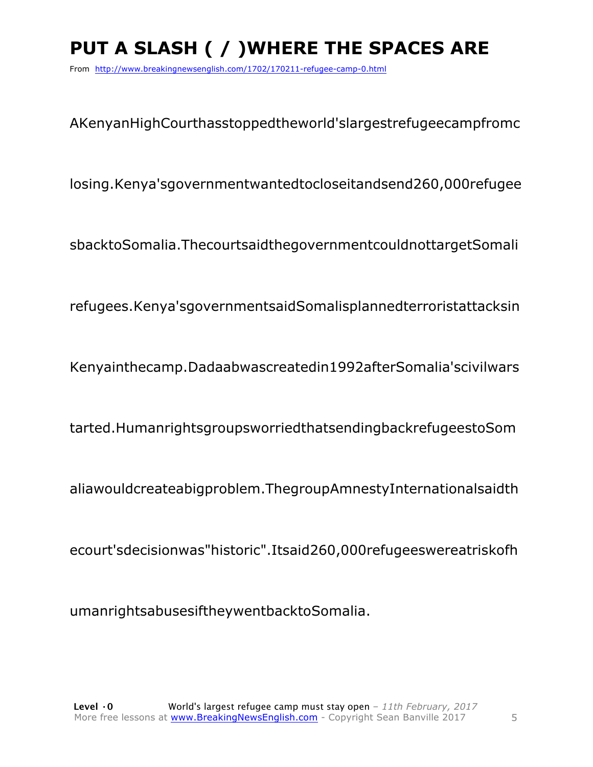# PUT A SLASH ( / )WHERE THE SPACES ARE

From http://www.breakingnewsenglish.com/1702/170211-refugee-camp-0.html

AKenyanHighCourthasstoppedtheworld'slargestrefugeecampfromc

losing.Kenya'sgovernmentwantedtocloseitandsend260,000refugee

sbacktoSomalia.ThecourtsaidthegovernmentcouldnottargetSomali

refugees.Kenya'sgovernmentsaidSomalisplannedterroristattacksin

Kenyainthecamp.Dadaabwascreatedin1992afterSomalia'scivilwars

tarted.HumanrightsgroupsworriedthatsendingbackrefugeestoSom

aliawouldcreateabigproblem.ThegroupAmnestyInternationalsaidth

ecourt'sdecisionwas"historic".Itsaid260,000refugeeswereatriskofh

umanrightsabusesiftheywentbacktoSomalia.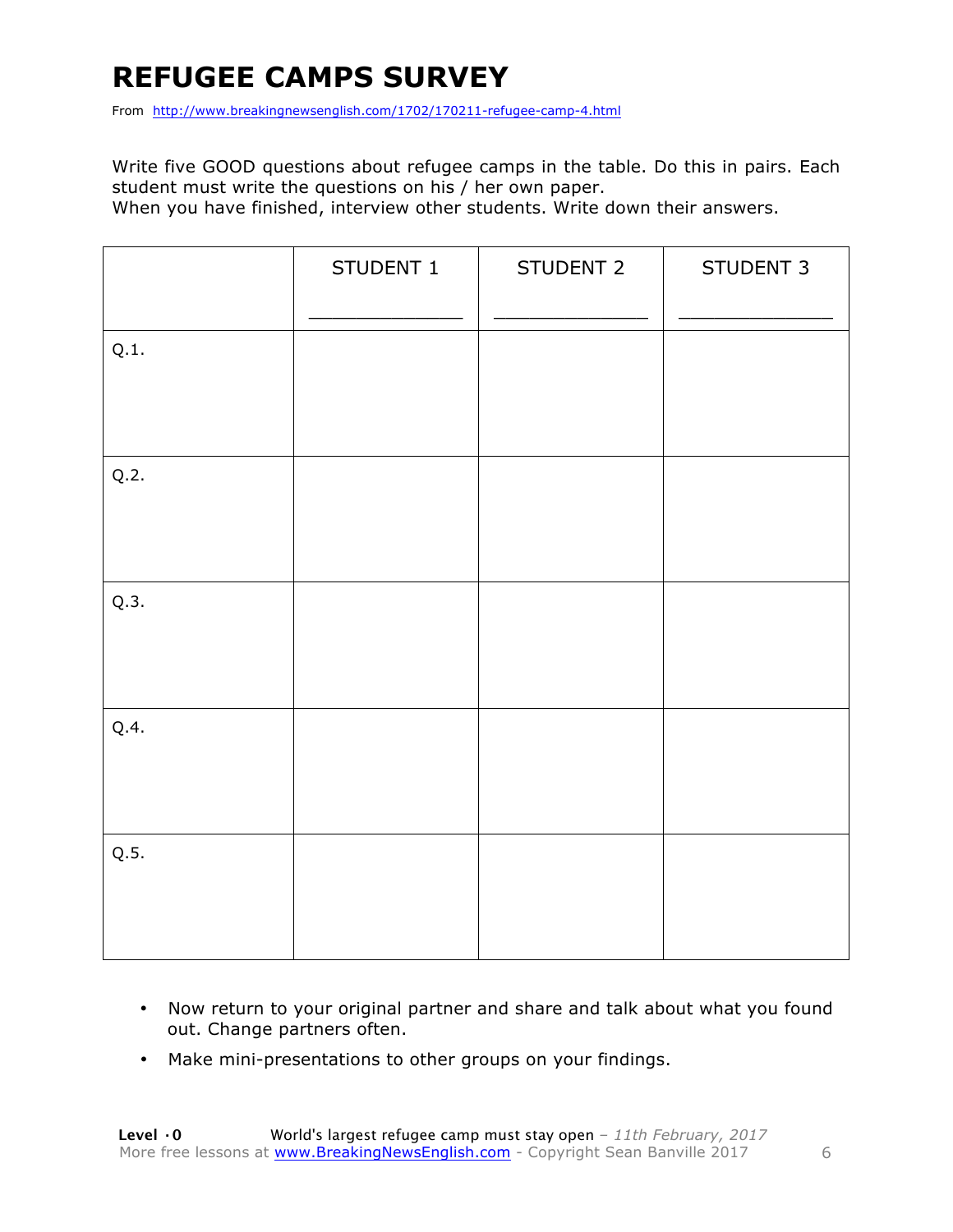# REFUGEE CAMPS SURVEY

From http://www.breakingnewsenglish.com/1702/170211-refugee-camp-4.html

Write five GOOD questions about refugee camps in the table. Do this in pairs. Each student must write the questions on his / her own paper.
When you have finished, interview other students. Write down their answers.

| | STUDENT 1<br>_____________ | STUDENT 2<br>_____________ | STUDENT 3<br>_____________ |
|---|---|---|---|
| Q.1. | | | |
| Q.2. | | | |
| Q.3. | | | |
| Q.4. | | | |
| Q.5. | | | |

- Now return to your original partner and share and talk about what you found out. Change partners often.
- Make mini-presentations to other groups on your findings.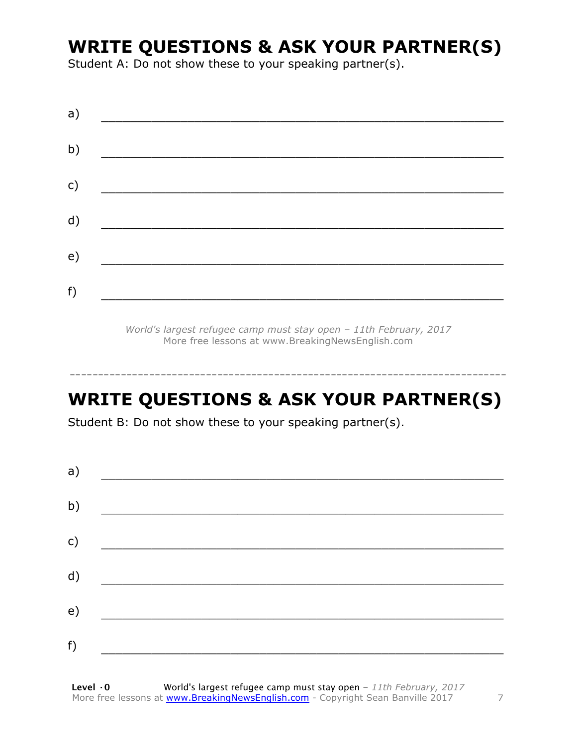## WRITE QUESTIONS & ASK YOUR PARTNER(S)

Student A: Do not show these to your speaking partner(s).

a) ________________________________________________

b) ________________________________________________

c) ________________________________________________

d) ________________________________________________

e) ________________________________________________

f) ________________________________________________

*World's largest refugee camp must stay open – 11th February, 2017*
More free lessons at www.BreakingNewsEnglish.com

---

## WRITE QUESTIONS & ASK YOUR PARTNER(S)

Student B: Do not show these to your speaking partner(s).

a) ________________________________________________

b) ________________________________________________

c) ________________________________________________

d) ________________________________________________

e) ________________________________________________

f) ________________________________________________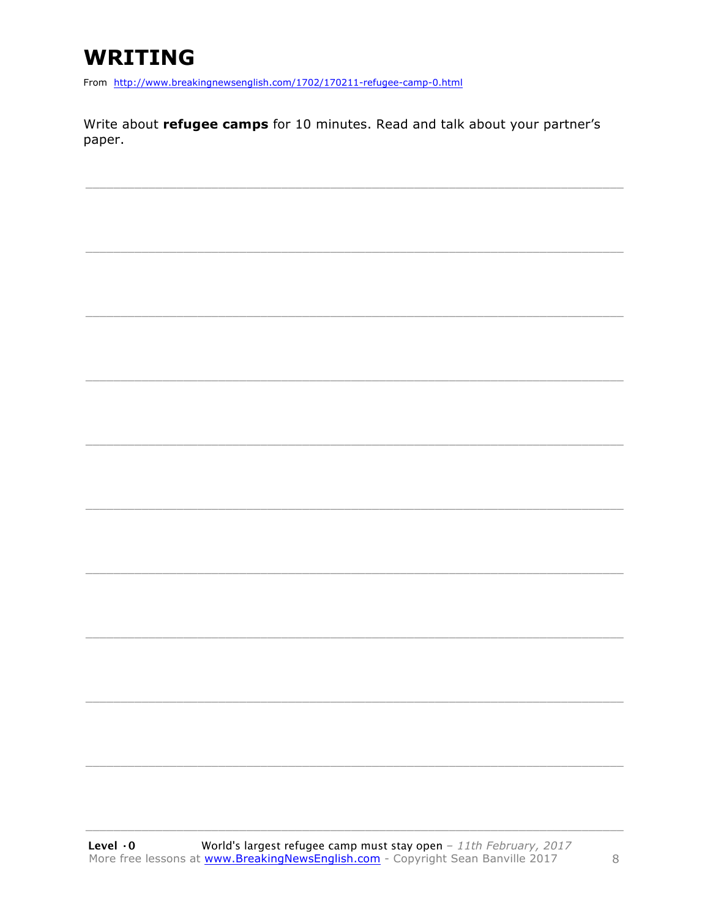# WRITING

From http://www.breakingnewsenglish.com/1702/170211-refugee-camp-0.html

Write about **refugee camps** for 10 minutes. Read and talk about your partner's paper.

______________________________________________________________________

______________________________________________________________________

______________________________________________________________________

______________________________________________________________________

______________________________________________________________________

______________________________________________________________________

______________________________________________________________________

______________________________________________________________________

______________________________________________________________________

______________________________________________________________________

______________________________________________________________________